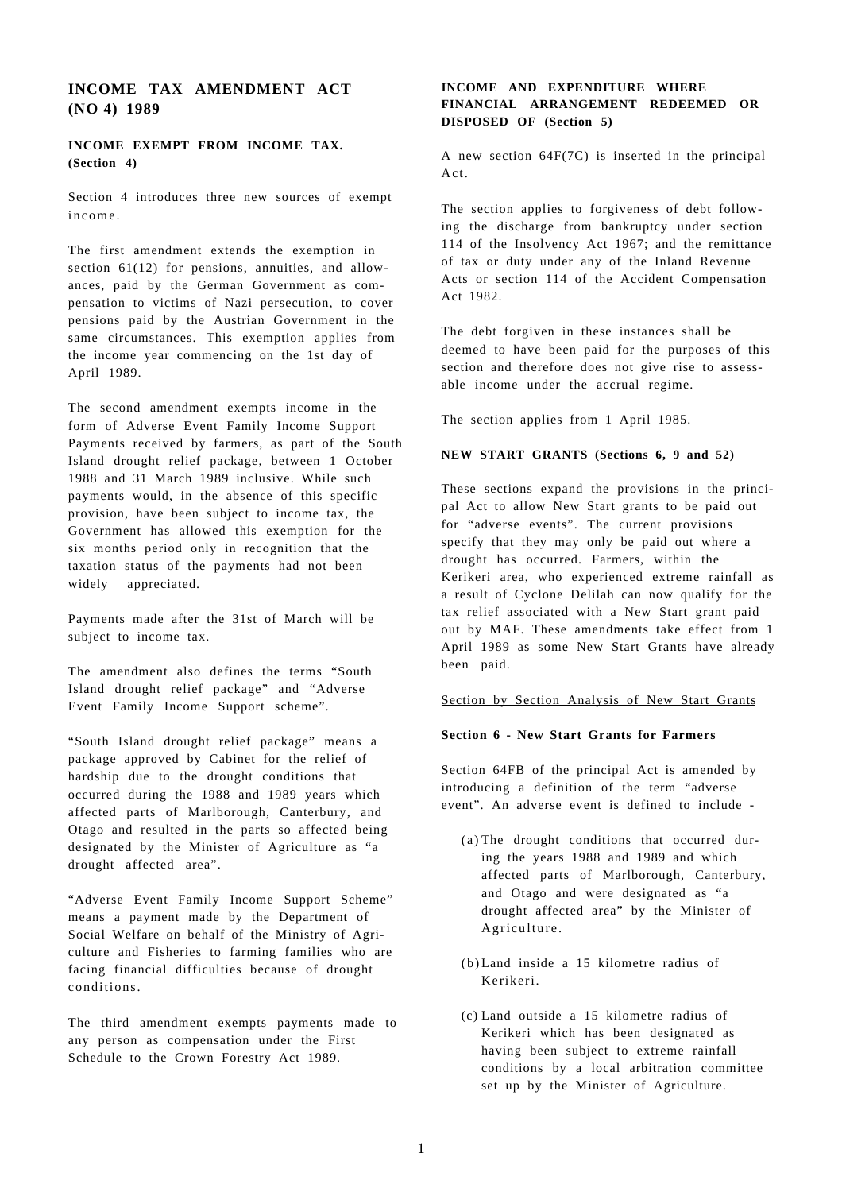# INCOME TAX AMENDMENT ACT (NO 4) 1989

## INCOME EXEMPT FROM INCOME TAX. (Section 4)

Section 4 introduces three new sources of exempt income.

The first amendment extends the exemption in section 61(12) for pensions, annuities, and allowances, paid by the German Government as compensation to victims of Nazi persecution, to cover pensions paid by the Austrian Government in the same circumstances. This exemption applies from the income year commencing on the 1st day of April 1989.

The second amendment exempts income in the form of Adverse Event Family Income Support Payments received by farmers, as part of the South Island drought relief package, between 1 October 1988 and 31 March 1989 inclusive. While such payments would, in the absence of this specific provision, have been subject to income tax, the Government has allowed this exemption for the six months period only in recognition that the taxation status of the payments had not been widely appreciated.

Payments made after the 31st of March will be subject to income tax.

The amendment also defines the terms "South Island drought relief package" and "Adverse Event Family Income Support scheme".

"South Island drought relief package" means a package approved by Cabinet for the relief of hardship due to the drought conditions that occurred during the 1988 and 1989 years which affected parts of Marlborough, Canterbury, and Otago and resulted in the parts so affected being designated by the Minister of Agriculture as "a drought affected area".

"Adverse Event Family Income Support Scheme" means a payment made by the Department of Social Welfare on behalf of the Ministry of Agriculture and Fisheries to farming families who are facing financial difficulties because of drought conditions.

The third amendment exempts payments made to any person as compensation under the First Schedule to the Crown Forestry Act 1989.

## INCOME AND EXPENDITURE WHERE FINANCIAL ARRANGEMENT REDEEMED OR DISPOSED OF (Section 5)

A new section 64F(7C) is inserted in the principal Act.

The section applies to forgiveness of debt following the discharge from bankruptcy under section 114 of the Insolvency Act 1967; and the remittance of tax or duty under any of the Inland Revenue Acts or section 114 of the Accident Compensation Act 1982.

The debt forgiven in these instances shall be deemed to have been paid for the purposes of this section and therefore does not give rise to assessable income under the accrual regime.

The section applies from 1 April 1985.

## NEW START GRANTS (Sections 6, 9 and 52)

These sections expand the provisions in the principal Act to allow New Start grants to be paid out for "adverse events". The current provisions specify that they may only be paid out where a drought has occurred. Farmers, within the Kerikeri area, who experienced extreme rainfall as a result of Cyclone Delilah can now qualify for the tax relief associated with a New Start grant paid out by MAF. These amendments take effect from 1 April 1989 as some New Start Grants have already been paid.

Section by Section Analysis of New Start Grants

### Section 6 - New Start Grants for Farmers

Section 64FB of the principal Act is amended by introducing a definition of the term "adverse event". An adverse event is defined to include -

(a) The drought conditions that occurred during the years 1988 and 1989 and which affected parts of Marlborough, Canterbury, and Otago and were designated as "a drought affected area" by the Minister of Agriculture.

(b) Land inside a 15 kilometre radius of Kerikeri.

(c) Land outside a 15 kilometre radius of Kerikeri which has been designated as having been subject to extreme rainfall conditions by a local arbitration committee set up by the Minister of Agriculture.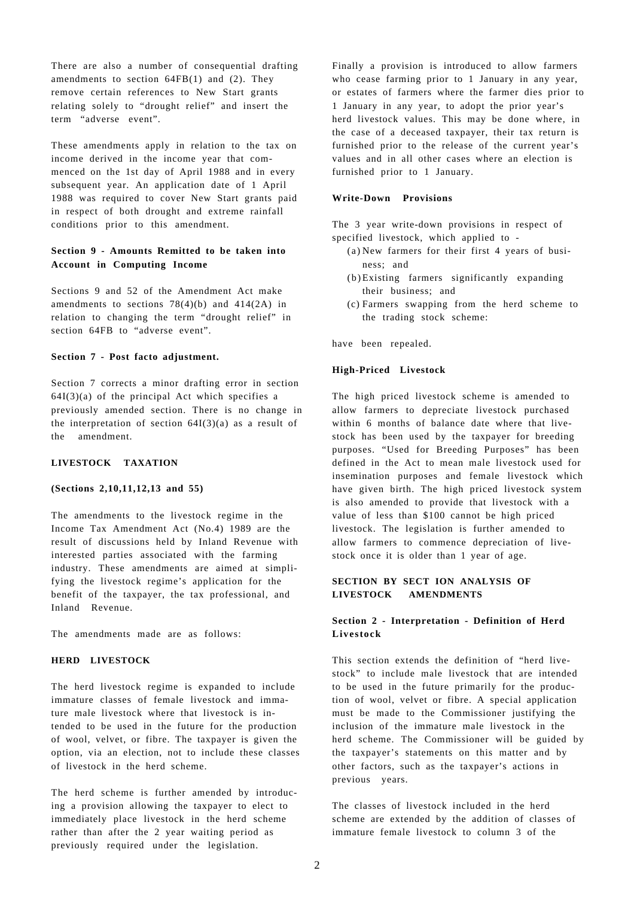There are also a number of consequential drafting amendments to section 64FB(1) and (2). They remove certain references to New Start grants relating solely to "drought relief" and insert the term "adverse event".

These amendments apply in relation to the tax on income derived in the income year that commenced on the 1st day of April 1988 and in every subsequent year. An application date of 1 April 1988 was required to cover New Start grants paid in respect of both drought and extreme rainfall conditions prior to this amendment.

### Section 9 - Amounts Remitted to be taken into Account in Computing Income

Sections 9 and 52 of the Amendment Act make amendments to sections 78(4)(b) and 414(2A) in relation to changing the term "drought relief" in section 64FB to "adverse event".

### Section 7 - Post facto adjustment.

Section 7 corrects a minor drafting error in section 64I(3)(a) of the principal Act which specifies a previously amended section. There is no change in the interpretation of section 64I(3)(a) as a result of the amendment.

## LIVESTOCK TAXATION

### (Sections 2,10,11,12,13 and 55)

The amendments to the livestock regime in the Income Tax Amendment Act (No.4) 1989 are the result of discussions held by Inland Revenue with interested parties associated with the farming industry. These amendments are aimed at simplifying the livestock regime's application for the benefit of the taxpayer, the tax professional, and Inland Revenue.

The amendments made are as follows:

### HERD LIVESTOCK

The herd livestock regime is expanded to include immature classes of female livestock and immature male livestock where that livestock is intended to be used in the future for the production of wool, velvet, or fibre. The taxpayer is given the option, via an election, not to include these classes of livestock in the herd scheme.

The herd scheme is further amended by introducing a provision allowing the taxpayer to elect to immediately place livestock in the herd scheme rather than after the 2 year waiting period as previously required under the legislation.

Finally a provision is introduced to allow farmers who cease farming prior to 1 January in any year, or estates of farmers where the farmer dies prior to 1 January in any year, to adopt the prior year's herd livestock values. This may be done where, in the case of a deceased taxpayer, their tax return is furnished prior to the release of the current year's values and in all other cases where an election is furnished prior to 1 January.

### Write-Down Provisions

The 3 year write-down provisions in respect of specified livestock, which applied to -

(a) New farmers for their first 4 years of business; and
(b) Existing farmers significantly expanding their business; and
(c) Farmers swapping from the herd scheme to the trading stock scheme:

have been repealed.

### High-Priced Livestock

The high priced livestock scheme is amended to allow farmers to depreciate livestock purchased within 6 months of balance date where that livestock has been used by the taxpayer for breeding purposes. "Used for Breeding Purposes" has been defined in the Act to mean male livestock used for insemination purposes and female livestock which have given birth. The high priced livestock system is also amended to provide that livestock with a value of less than $100 cannot be high priced livestock. The legislation is further amended to allow farmers to commence depreciation of livestock once it is older than 1 year of age.

## SECTION BY SECTION ANALYSIS OF LIVESTOCK AMENDMENTS

### Section 2 - Interpretation - Definition of Herd Livestock

This section extends the definition of "herd livestock" to include male livestock that are intended to be used in the future primarily for the production of wool, velvet or fibre. A special application must be made to the Commissioner justifying the inclusion of the immature male livestock in the herd scheme. The Commissioner will be guided by the taxpayer's statements on this matter and by other factors, such as the taxpayer's actions in previous years.

The classes of livestock included in the herd scheme are extended by the addition of classes of immature female livestock to column 3 of the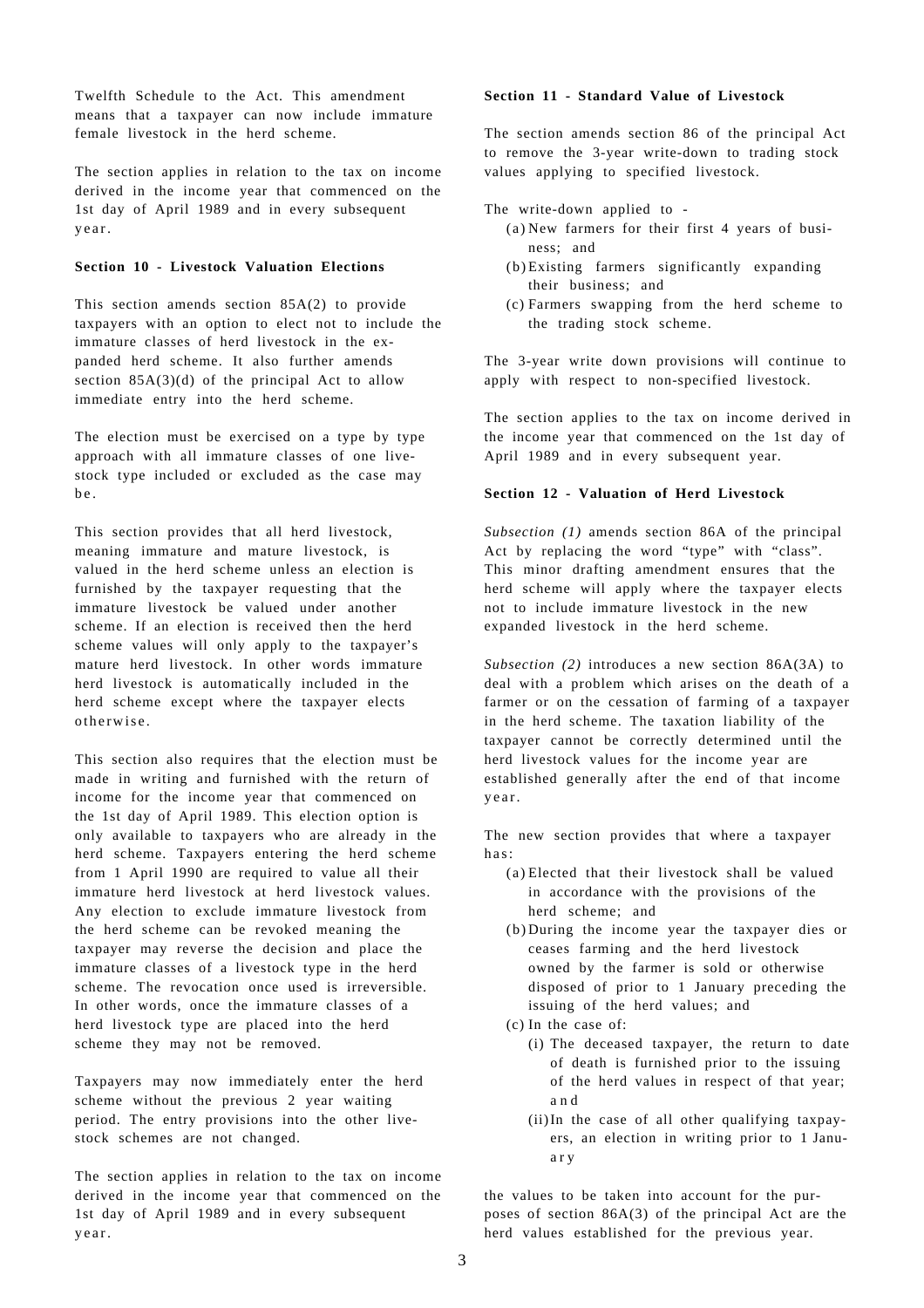Twelfth Schedule to the Act. This amendment means that a taxpayer can now include immature female livestock in the herd scheme.

The section applies in relation to the tax on income derived in the income year that commenced on the 1st day of April 1989 and in every subsequent year.

### Section 10 - Livestock Valuation Elections

This section amends section 85A(2) to provide taxpayers with an option to elect not to include the immature classes of herd livestock in the expanded herd scheme. It also further amends section 85A(3)(d) of the principal Act to allow immediate entry into the herd scheme.

The election must be exercised on a type by type approach with all immature classes of one livestock type included or excluded as the case may be.

This section provides that all herd livestock, meaning immature and mature livestock, is valued in the herd scheme unless an election is furnished by the taxpayer requesting that the immature livestock be valued under another scheme. If an election is received then the herd scheme values will only apply to the taxpayer's mature herd livestock. In other words immature herd livestock is automatically included in the herd scheme except where the taxpayer elects otherwise.

This section also requires that the election must be made in writing and furnished with the return of income for the income year that commenced on the 1st day of April 1989. This election option is only available to taxpayers who are already in the herd scheme. Taxpayers entering the herd scheme from 1 April 1990 are required to value all their immature herd livestock at herd livestock values. Any election to exclude immature livestock from the herd scheme can be revoked meaning the taxpayer may reverse the decision and place the immature classes of a livestock type in the herd scheme. The revocation once used is irreversible. In other words, once the immature classes of a herd livestock type are placed into the herd scheme they may not be removed.

Taxpayers may now immediately enter the herd scheme without the previous 2 year waiting period. The entry provisions into the other livestock schemes are not changed.

The section applies in relation to the tax on income derived in the income year that commenced on the 1st day of April 1989 and in every subsequent year.

### Section 11 - Standard Value of Livestock

The section amends section 86 of the principal Act to remove the 3-year write-down to trading stock values applying to specified livestock.

The write-down applied to -

(a) New farmers for their first 4 years of business; and
(b) Existing farmers significantly expanding their business; and
(c) Farmers swapping from the herd scheme to the trading stock scheme.

The 3-year write down provisions will continue to apply with respect to non-specified livestock.

The section applies to the tax on income derived in the income year that commenced on the 1st day of April 1989 and in every subsequent year.

### Section 12 - Valuation of Herd Livestock

*Subsection (1)* amends section 86A of the principal Act by replacing the word "type" with "class". This minor drafting amendment ensures that the herd scheme will apply where the taxpayer elects not to include immature livestock in the new expanded livestock in the herd scheme.

*Subsection (2)* introduces a new section 86A(3A) to deal with a problem which arises on the death of a farmer or on the cessation of farming of a taxpayer in the herd scheme. The taxation liability of the taxpayer cannot be correctly determined until the herd livestock values for the income year are established generally after the end of that income year.

The new section provides that where a taxpayer has:

(a) Elected that their livestock shall be valued in accordance with the provisions of the herd scheme; and
(b) During the income year the taxpayer dies or ceases farming and the herd livestock owned by the farmer is sold or otherwise disposed of prior to 1 January preceding the issuing of the herd values; and
(c) In the case of:
    (i) The deceased taxpayer, the return to date of death is furnished prior to the issuing of the herd values in respect of that year; and
    (ii) In the case of all other qualifying taxpayers, an election in writing prior to 1 January

the values to be taken into account for the purposes of section 86A(3) of the principal Act are the herd values established for the previous year.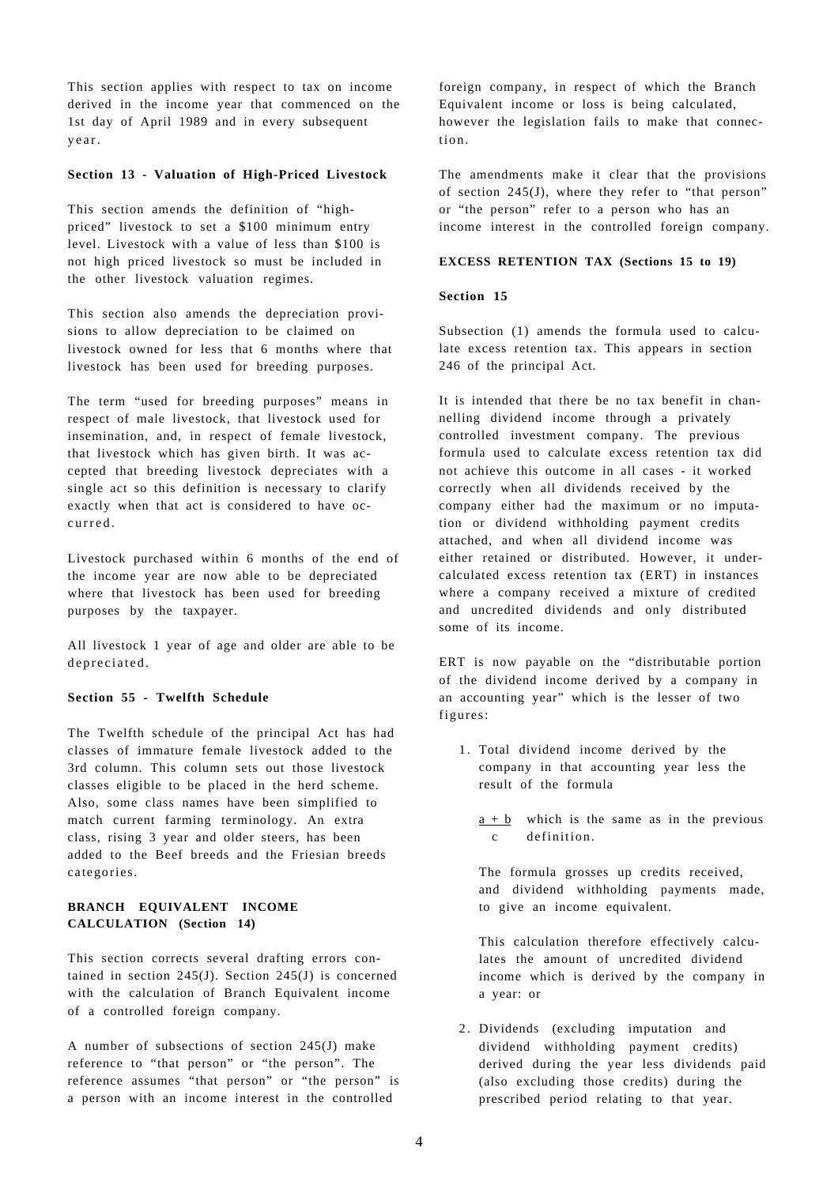This section applies with respect to tax on income derived in the income year that commenced on the 1st day of April 1989 and in every subsequent year.

### Section 13 - Valuation of High-Priced Livestock

This section amends the definition of "high-priced" livestock to set a $100 minimum entry level. Livestock with a value of less than $100 is not high priced livestock so must be included in the other livestock valuation regimes.

This section also amends the depreciation provisions to allow depreciation to be claimed on livestock owned for less that 6 months where that livestock has been used for breeding purposes.

The term "used for breeding purposes" means in respect of male livestock, that livestock used for insemination, and, in respect of female livestock, that livestock which has given birth. It was accepted that breeding livestock depreciates with a single act so this definition is necessary to clarify exactly when that act is considered to have occurred.

Livestock purchased within 6 months of the end of the income year are now able to be depreciated where that livestock has been used for breeding purposes by the taxpayer.

All livestock 1 year of age and older are able to be depreciated.

### Section 55 - Twelfth Schedule

The Twelfth schedule of the principal Act has had classes of immature female livestock added to the 3rd column. This column sets out those livestock classes eligible to be placed in the herd scheme. Also, some class names have been simplified to match current farming terminology. An extra class, rising 3 year and older steers, has been added to the Beef breeds and the Friesian breeds categories.

### BRANCH EQUIVALENT INCOME CALCULATION (Section 14)

This section corrects several drafting errors contained in section 245(J). Section 245(J) is concerned with the calculation of Branch Equivalent income of a controlled foreign company.

A number of subsections of section 245(J) make reference to "that person" or "the person". The reference assumes "that person" or "the person" is a person with an income interest in the controlled foreign company, in respect of which the Branch Equivalent income or loss is being calculated, however the legislation fails to make that connection.

The amendments make it clear that the provisions of section 245(J), where they refer to "that person" or "the person" refer to a person who has an income interest in the controlled foreign company.

### EXCESS RETENTION TAX (Sections 15 to 19)

### Section 15

Subsection (1) amends the formula used to calculate excess retention tax. This appears in section 246 of the principal Act.

It is intended that there be no tax benefit in channelling dividend income through a privately controlled investment company. The previous formula used to calculate excess retention tax did not achieve this outcome in all cases - it worked correctly when all dividends received by the company either had the maximum or no imputation or dividend withholding payment credits attached, and when all dividend income was either retained or distributed. However, it under-calculated excess retention tax (ERT) in instances where a company received a mixture of credited and uncredited dividends and only distributed some of its income.

ERT is now payable on the "distributable portion of the dividend income derived by a company in an accounting year" which is the lesser of two figures:

1. Total dividend income derived by the company in that accounting year less the result of the formula

   $\frac{a + b}{c}$ which is the same as in the previous definition.

   The formula grosses up credits received, and dividend withholding payments made, to give an income equivalent.

   This calculation therefore effectively calculates the amount of uncredited dividend income which is derived by the company in a year: or

2. Dividends (excluding imputation and dividend withholding payment credits) derived during the year less dividends paid (also excluding those credits) during the prescribed period relating to that year.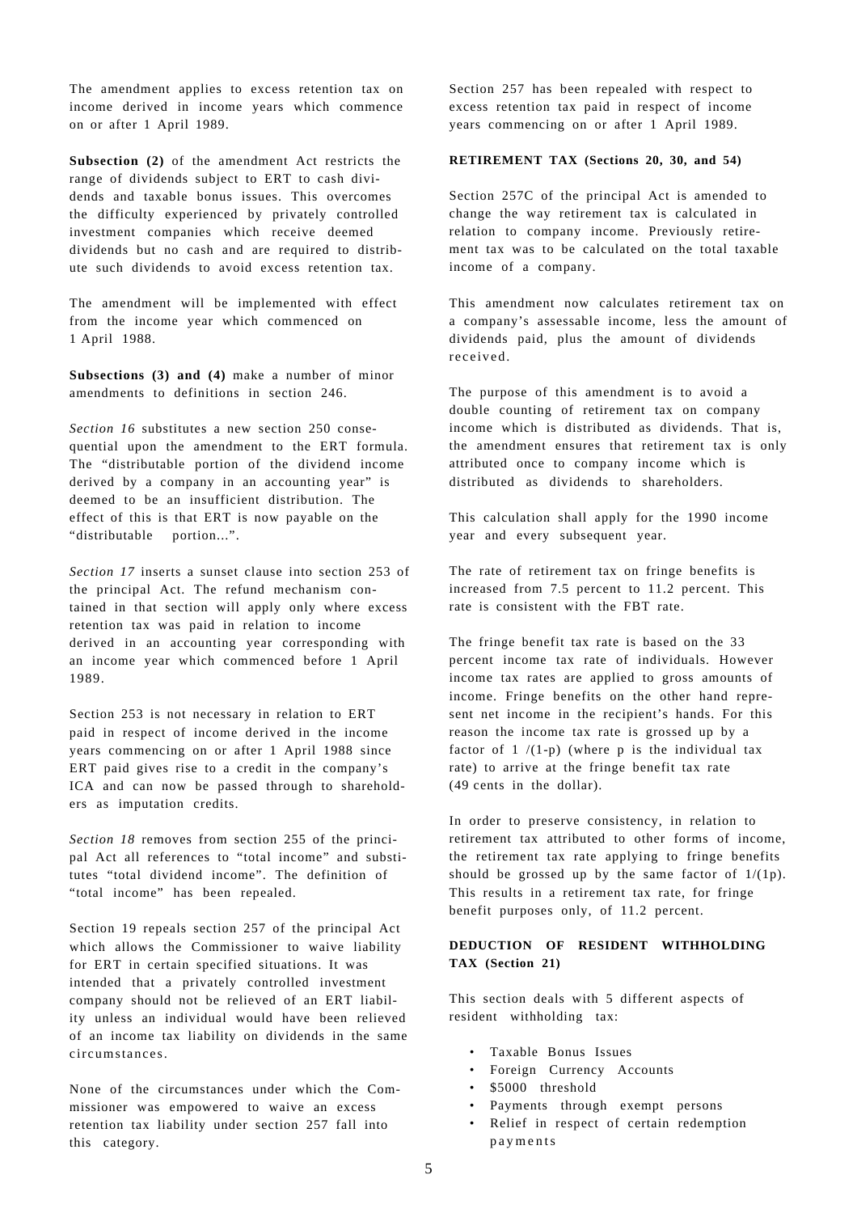The amendment applies to excess retention tax on income derived in income years which commence on or after 1 April 1989.

**Subsection (2)** of the amendment Act restricts the range of dividends subject to ERT to cash dividends and taxable bonus issues. This overcomes the difficulty experienced by privately controlled investment companies which receive deemed dividends but no cash and are required to distribute such dividends to avoid excess retention tax.

The amendment will be implemented with effect from the income year which commenced on 1 April 1988.

**Subsections (3) and (4)** make a number of minor amendments to definitions in section 246.

*Section 16* substitutes a new section 250 consequential upon the amendment to the ERT formula. The "distributable portion of the dividend income derived by a company in an accounting year" is deemed to be an insufficient distribution. The effect of this is that ERT is now payable on the "distributable portion...".

*Section 17* inserts a sunset clause into section 253 of the principal Act. The refund mechanism contained in that section will apply only where excess retention tax was paid in relation to income derived in an accounting year corresponding with an income year which commenced before 1 April 1989.

Section 253 is not necessary in relation to ERT paid in respect of income derived in the income years commencing on or after 1 April 1988 since ERT paid gives rise to a credit in the company's ICA and can now be passed through to shareholders as imputation credits.

*Section 18* removes from section 255 of the principal Act all references to "total income" and substitutes "total dividend income". The definition of "total income" has been repealed.

Section 19 repeals section 257 of the principal Act which allows the Commissioner to waive liability for ERT in certain specified situations. It was intended that a privately controlled investment company should not be relieved of an ERT liability unless an individual would have been relieved of an income tax liability on dividends in the same circumstances.

None of the circumstances under which the Commissioner was empowered to waive an excess retention tax liability under section 257 fall into this category.

Section 257 has been repealed with respect to excess retention tax paid in respect of income years commencing on or after 1 April 1989.

**RETIREMENT TAX (Sections 20, 30, and 54)**

Section 257C of the principal Act is amended to change the way retirement tax is calculated in relation to company income. Previously retirement tax was to be calculated on the total taxable income of a company.

This amendment now calculates retirement tax on a company's assessable income, less the amount of dividends paid, plus the amount of dividends received.

The purpose of this amendment is to avoid a double counting of retirement tax on company income which is distributed as dividends. That is, the amendment ensures that retirement tax is only attributed once to company income which is distributed as dividends to shareholders.

This calculation shall apply for the 1990 income year and every subsequent year.

The rate of retirement tax on fringe benefits is increased from 7.5 percent to 11.2 percent. This rate is consistent with the FBT rate.

The fringe benefit tax rate is based on the 33 percent income tax rate of individuals. However income tax rates are applied to gross amounts of income. Fringe benefits on the other hand represent net income in the recipient's hands. For this reason the income tax rate is grossed up by a factor of $1/(1-p)$ (where p is the individual tax rate) to arrive at the fringe benefit tax rate (49 cents in the dollar).

In order to preserve consistency, in relation to retirement tax attributed to other forms of income, the retirement tax rate applying to fringe benefits should be grossed up by the same factor of $1/(1p)$. This results in a retirement tax rate, for fringe benefit purposes only, of 11.2 percent.

**DEDUCTION OF RESIDENT WITHHOLDING TAX (Section 21)**

This section deals with 5 different aspects of resident withholding tax:

- Taxable Bonus Issues
- Foreign Currency Accounts
- $5000 threshold
- Payments through exempt persons
- Relief in respect of certain redemption payments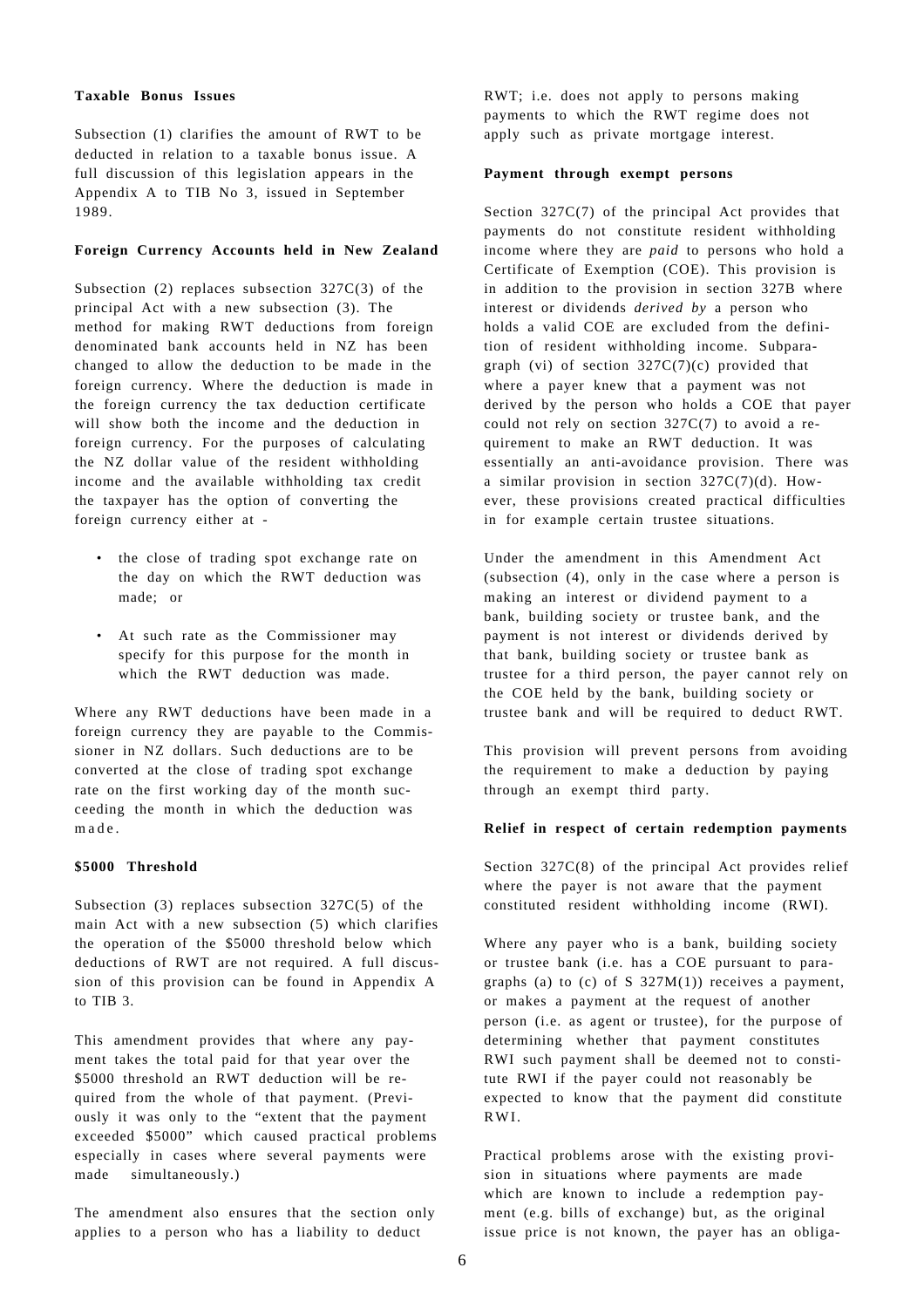**Taxable Bonus Issues**

Subsection (1) clarifies the amount of RWT to be deducted in relation to a taxable bonus issue. A full discussion of this legislation appears in the Appendix A to TIB No 3, issued in September 1989.

**Foreign Currency Accounts held in New Zealand**

Subsection (2) replaces subsection 327C(3) of the principal Act with a new subsection (3). The method for making RWT deductions from foreign denominated bank accounts held in NZ has been changed to allow the deduction to be made in the foreign currency. Where the deduction is made in the foreign currency the tax deduction certificate will show both the income and the deduction in foreign currency. For the purposes of calculating the NZ dollar value of the resident withholding income and the available withholding tax credit the taxpayer has the option of converting the foreign currency either at -

- the close of trading spot exchange rate on the day on which the RWT deduction was made; or
- At such rate as the Commissioner may specify for this purpose for the month in which the RWT deduction was made.

Where any RWT deductions have been made in a foreign currency they are payable to the Commissioner in NZ dollars. Such deductions are to be converted at the close of trading spot exchange rate on the first working day of the month succeeding the month in which the deduction was made.

**$5000 Threshold**

Subsection (3) replaces subsection 327C(5) of the main Act with a new subsection (5) which clarifies the operation of the $5000 threshold below which deductions of RWT are not required. A full discussion of this provision can be found in Appendix A to TIB 3.

This amendment provides that where any payment takes the total paid for that year over the $5000 threshold an RWT deduction will be required from the whole of that payment. (Previously it was only to the "extent that the payment exceeded $5000" which caused practical problems especially in cases where several payments were made simultaneously.)

The amendment also ensures that the section only applies to a person who has a liability to deduct RWT; i.e. does not apply to persons making payments to which the RWT regime does not apply such as private mortgage interest.

**Payment through exempt persons**

Section 327C(7) of the principal Act provides that payments do not constitute resident withholding income where they are *paid* to persons who hold a Certificate of Exemption (COE). This provision is in addition to the provision in section 327B where interest or dividends *derived by* a person who holds a valid COE are excluded from the definition of resident withholding income. Subparagraph (vi) of section 327C(7)(c) provided that where a payer knew that a payment was not derived by the person who holds a COE that payer could not rely on section 327C(7) to avoid a requirement to make an RWT deduction. It was essentially an anti-avoidance provision. There was a similar provision in section 327C(7)(d). However, these provisions created practical difficulties in for example certain trustee situations.

Under the amendment in this Amendment Act (subsection (4), only in the case where a person is making an interest or dividend payment to a bank, building society or trustee bank, and the payment is not interest or dividends derived by that bank, building society or trustee bank as trustee for a third person, the payer cannot rely on the COE held by the bank, building society or trustee bank and will be required to deduct RWT.

This provision will prevent persons from avoiding the requirement to make a deduction by paying through an exempt third party.

**Relief in respect of certain redemption payments**

Section 327C(8) of the principal Act provides relief where the payer is not aware that the payment constituted resident withholding income (RWI).

Where any payer who is a bank, building society or trustee bank (i.e. has a COE pursuant to paragraphs (a) to (c) of S 327M(1)) receives a payment, or makes a payment at the request of another person (i.e. as agent or trustee), for the purpose of determining whether that payment constitutes RWI such payment shall be deemed not to constitute RWI if the payer could not reasonably be expected to know that the payment did constitute RWI.

Practical problems arose with the existing provision in situations where payments are made which are known to include a redemption payment (e.g. bills of exchange) but, as the original issue price is not known, the payer has an obliga-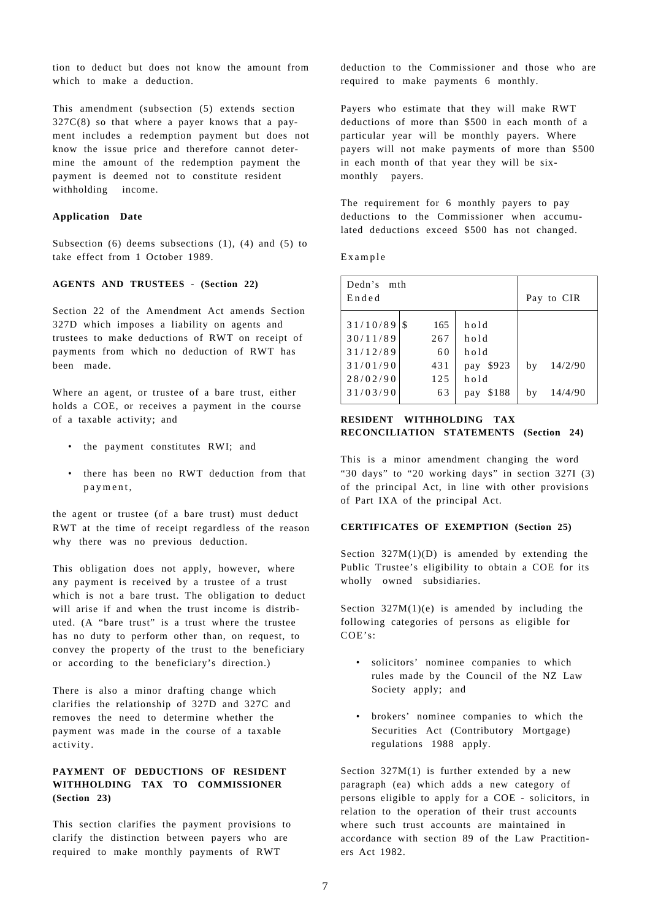tion to deduct but does not know the amount from which to make a deduction.

This amendment (subsection (5) extends section 327C(8) so that where a payer knows that a payment includes a redemption payment but does not know the issue price and therefore cannot determine the amount of the redemption payment the payment is deemed not to constitute resident withholding income.

**Application Date**

Subsection (6) deems subsections (1), (4) and (5) to take effect from 1 October 1989.

**AGENTS AND TRUSTEES - (Section 22)**

Section 22 of the Amendment Act amends Section 327D which imposes a liability on agents and trustees to make deductions of RWT on receipt of payments from which no deduction of RWT has been made.

Where an agent, or trustee of a bare trust, either holds a COE, or receives a payment in the course of a taxable activity; and

- the payment constitutes RWI; and
- there has been no RWT deduction from that payment,

the agent or trustee (of a bare trust) must deduct RWT at the time of receipt regardless of the reason why there was no previous deduction.

This obligation does not apply, however, where any payment is received by a trustee of a trust which is not a bare trust. The obligation to deduct will arise if and when the trust income is distributed. (A "bare trust" is a trust where the trustee has no duty to perform other than, on request, to convey the property of the trust to the beneficiary or according to the beneficiary's direction.)

There is also a minor drafting change which clarifies the relationship of 327D and 327C and removes the need to determine whether the payment was made in the course of a taxable activity.

**PAYMENT OF DEDUCTIONS OF RESIDENT WITHHOLDING TAX TO COMMISSIONER (Section 23)**

This section clarifies the payment provisions to clarify the distinction between payers who are required to make monthly payments of RWT deduction to the Commissioner and those who are required to make payments 6 monthly.

Payers who estimate that they will make RWT deductions of more than $500 in each month of a particular year will be monthly payers. Where payers will not make payments of more than $500 in each month of that year they will be six-monthly payers.

The requirement for 6 monthly payers to pay deductions to the Commissioner when accumulated deductions exceed $500 has not changed.

Example

| Dedn's mth Ended | $ | | Pay to CIR |
|---|---|---|---|
| 31/10/89 | 165 | hold | |
| 30/11/89 | 267 | hold | |
| 31/12/89 | 60 | hold | |
| 31/01/90 | 431 | pay $923 | by 14/2/90 |
| 28/02/90 | 125 | hold | |
| 31/03/90 | 63 | pay $188 | by 14/4/90 |

**RESIDENT WITHHOLDING TAX RECONCILIATION STATEMENTS (Section 24)**

This is a minor amendment changing the word "30 days" to "20 working days" in section 327I (3) of the principal Act, in line with other provisions of Part IXA of the principal Act.

**CERTIFICATES OF EXEMPTION (Section 25)**

Section 327M(1)(D) is amended by extending the Public Trustee's eligibility to obtain a COE for its wholly owned subsidiaries.

Section 327M(1)(e) is amended by including the following categories of persons as eligible for COE's:

- solicitors' nominee companies to which rules made by the Council of the NZ Law Society apply; and
- brokers' nominee companies to which the Securities Act (Contributory Mortgage) regulations 1988 apply.

Section 327M(1) is further extended by a new paragraph (ea) which adds a new category of persons eligible to apply for a COE - solicitors, in relation to the operation of their trust accounts where such trust accounts are maintained in accordance with section 89 of the Law Practitioners Act 1982.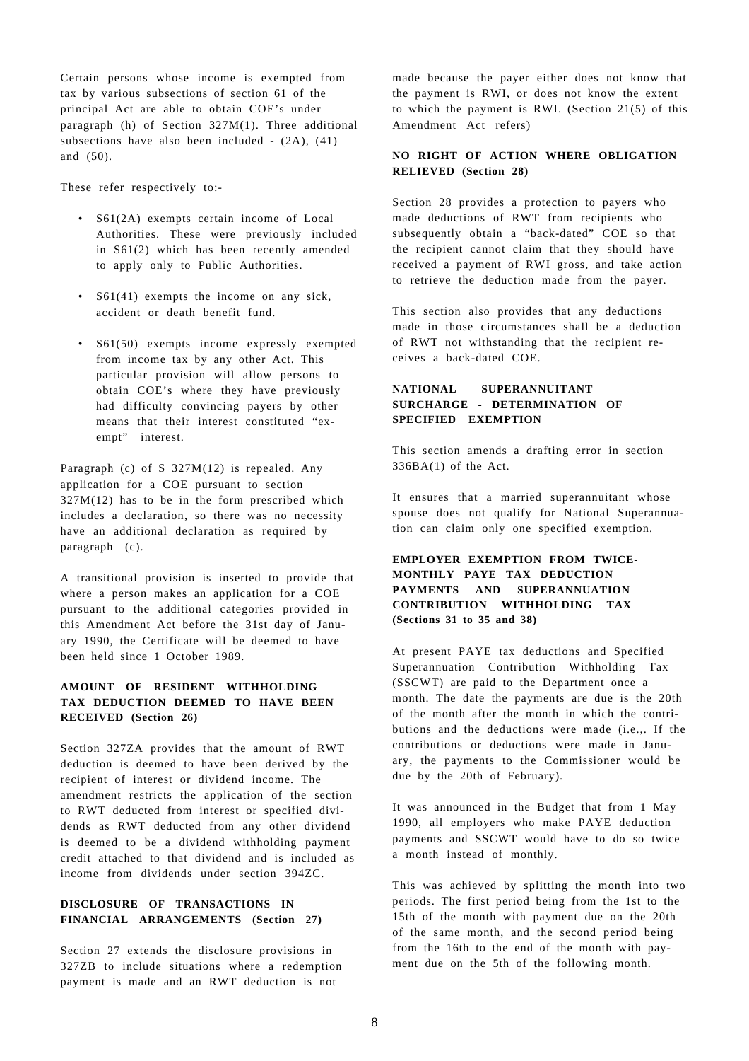Certain persons whose income is exempted from tax by various subsections of section 61 of the principal Act are able to obtain COE's under paragraph (h) of Section 327M(1). Three additional subsections have also been included - (2A), (41) and (50).

These refer respectively to:-

- S61(2A) exempts certain income of Local Authorities. These were previously included in S61(2) which has been recently amended to apply only to Public Authorities.
- S61(41) exempts the income on any sick, accident or death benefit fund.
- S61(50) exempts income expressly exempted from income tax by any other Act. This particular provision will allow persons to obtain COE's where they have previously had difficulty convincing payers by other means that their interest constituted "exempt" interest.

Paragraph (c) of S 327M(12) is repealed. Any application for a COE pursuant to section 327M(12) has to be in the form prescribed which includes a declaration, so there was no necessity have an additional declaration as required by paragraph (c).

A transitional provision is inserted to provide that where a person makes an application for a COE pursuant to the additional categories provided in this Amendment Act before the 31st day of January 1990, the Certificate will be deemed to have been held since 1 October 1989.

## AMOUNT OF RESIDENT WITHHOLDING TAX DEDUCTION DEEMED TO HAVE BEEN RECEIVED (Section 26)

Section 327ZA provides that the amount of RWT deduction is deemed to have been derived by the recipient of interest or dividend income. The amendment restricts the application of the section to RWT deducted from interest or specified dividends as RWT deducted from any other dividend is deemed to be a dividend withholding payment credit attached to that dividend and is included as income from dividends under section 394ZC.

## DISCLOSURE OF TRANSACTIONS IN FINANCIAL ARRANGEMENTS (Section 27)

Section 27 extends the disclosure provisions in 327ZB to include situations where a redemption payment is made and an RWT deduction is not made because the payer either does not know that the payment is RWI, or does not know the extent to which the payment is RWI. (Section 21(5) of this Amendment Act refers)

## NO RIGHT OF ACTION WHERE OBLIGATION RELIEVED (Section 28)

Section 28 provides a protection to payers who made deductions of RWT from recipients who subsequently obtain a "back-dated" COE so that the recipient cannot claim that they should have received a payment of RWI gross, and take action to retrieve the deduction made from the payer.

This section also provides that any deductions made in those circumstances shall be a deduction of RWT not withstanding that the recipient receives a back-dated COE.

## NATIONAL SUPERANNUITANT SURCHARGE - DETERMINATION OF SPECIFIED EXEMPTION

This section amends a drafting error in section 336BA(1) of the Act.

It ensures that a married superannuitant whose spouse does not qualify for National Superannuation can claim only one specified exemption.

## EMPLOYER EXEMPTION FROM TWICE-MONTHLY PAYE TAX DEDUCTION PAYMENTS AND SUPERANNUATION CONTRIBUTION WITHHOLDING TAX (Sections 31 to 35 and 38)

At present PAYE tax deductions and Specified Superannuation Contribution Withholding Tax (SSCWT) are paid to the Department once a month. The date the payments are due is the 20th of the month after the month in which the contributions and the deductions were made (i.e.,. If the contributions or deductions were made in January, the payments to the Commissioner would be due by the 20th of February).

It was announced in the Budget that from 1 May 1990, all employers who make PAYE deduction payments and SSCWT would have to do so twice a month instead of monthly.

This was achieved by splitting the month into two periods. The first period being from the 1st to the 15th of the month with payment due on the 20th of the same month, and the second period being from the 16th to the end of the month with payment due on the 5th of the following month.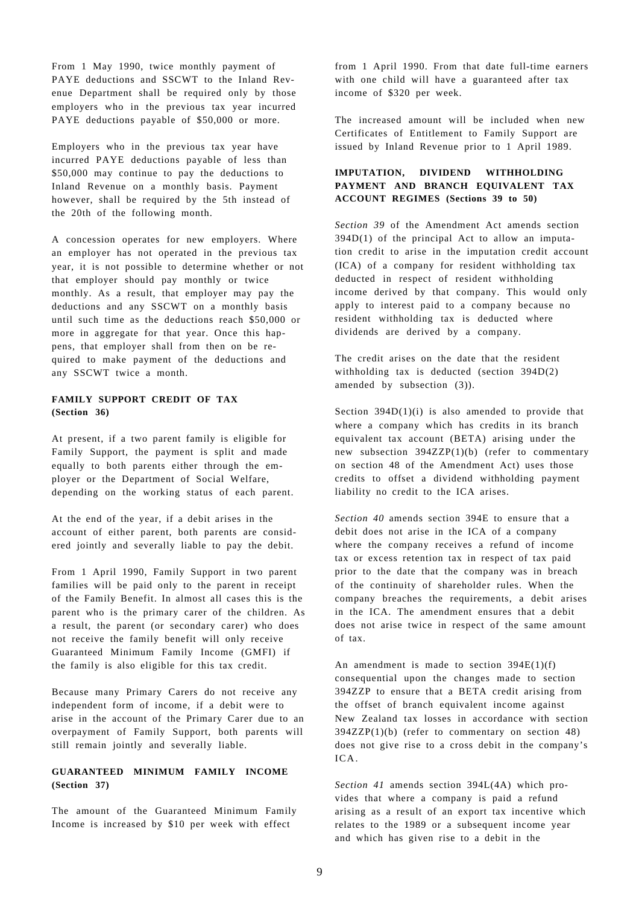From 1 May 1990, twice monthly payment of PAYE deductions and SSCWT to the Inland Revenue Department shall be required only by those employers who in the previous tax year incurred PAYE deductions payable of $50,000 or more.

Employers who in the previous tax year have incurred PAYE deductions payable of less than $50,000 may continue to pay the deductions to Inland Revenue on a monthly basis. Payment however, shall be required by the 5th instead of the 20th of the following month.

A concession operates for new employers. Where an employer has not operated in the previous tax year, it is not possible to determine whether or not that employer should pay monthly or twice monthly. As a result, that employer may pay the deductions and any SSCWT on a monthly basis until such time as the deductions reach $50,000 or more in aggregate for that year. Once this happens, that employer shall from then on be required to make payment of the deductions and any SSCWT twice a month.

### FAMILY SUPPORT CREDIT OF TAX (Section 36)

At present, if a two parent family is eligible for Family Support, the payment is split and made equally to both parents either through the employer or the Department of Social Welfare, depending on the working status of each parent.

At the end of the year, if a debit arises in the account of either parent, both parents are considered jointly and severally liable to pay the debit.

From 1 April 1990, Family Support in two parent families will be paid only to the parent in receipt of the Family Benefit. In almost all cases this is the parent who is the primary carer of the children. As a result, the parent (or secondary carer) who does not receive the family benefit will only receive Guaranteed Minimum Family Income (GMFI) if the family is also eligible for this tax credit.

Because many Primary Carers do not receive any independent form of income, if a debit were to arise in the account of the Primary Carer due to an overpayment of Family Support, both parents will still remain jointly and severally liable.

### GUARANTEED MINIMUM FAMILY INCOME (Section 37)

The amount of the Guaranteed Minimum Family Income is increased by $10 per week with effect from 1 April 1990. From that date full-time earners with one child will have a guaranteed after tax income of $320 per week.

The increased amount will be included when new Certificates of Entitlement to Family Support are issued by Inland Revenue prior to 1 April 1989.

### IMPUTATION, DIVIDEND WITHHOLDING PAYMENT AND BRANCH EQUIVALENT TAX ACCOUNT REGIMES (Sections 39 to 50)

*Section 39* of the Amendment Act amends section 394D(1) of the principal Act to allow an imputation credit to arise in the imputation credit account (ICA) of a company for resident withholding tax deducted in respect of resident withholding income derived by that company. This would only apply to interest paid to a company because no resident withholding tax is deducted where dividends are derived by a company.

The credit arises on the date that the resident withholding tax is deducted (section 394D(2) amended by subsection (3)).

Section 394D(1)(i) is also amended to provide that where a company which has credits in its branch equivalent tax account (BETA) arising under the new subsection 394ZZP(1)(b) (refer to commentary on section 48 of the Amendment Act) uses those credits to offset a dividend withholding payment liability no credit to the ICA arises.

*Section 40* amends section 394E to ensure that a debit does not arise in the ICA of a company where the company receives a refund of income tax or excess retention tax in respect of tax paid prior to the date that the company was in breach of the continuity of shareholder rules. When the company breaches the requirements, a debit arises in the ICA. The amendment ensures that a debit does not arise twice in respect of the same amount of tax.

An amendment is made to section 394E(1)(f) consequential upon the changes made to section 394ZZP to ensure that a BETA credit arising from the offset of branch equivalent income against New Zealand tax losses in accordance with section 394ZZP(1)(b) (refer to commentary on section 48) does not give rise to a cross debit in the company's ICA.

*Section 41* amends section 394L(4A) which provides that where a company is paid a refund arising as a result of an export tax incentive which relates to the 1989 or a subsequent income year and which has given rise to a debit in the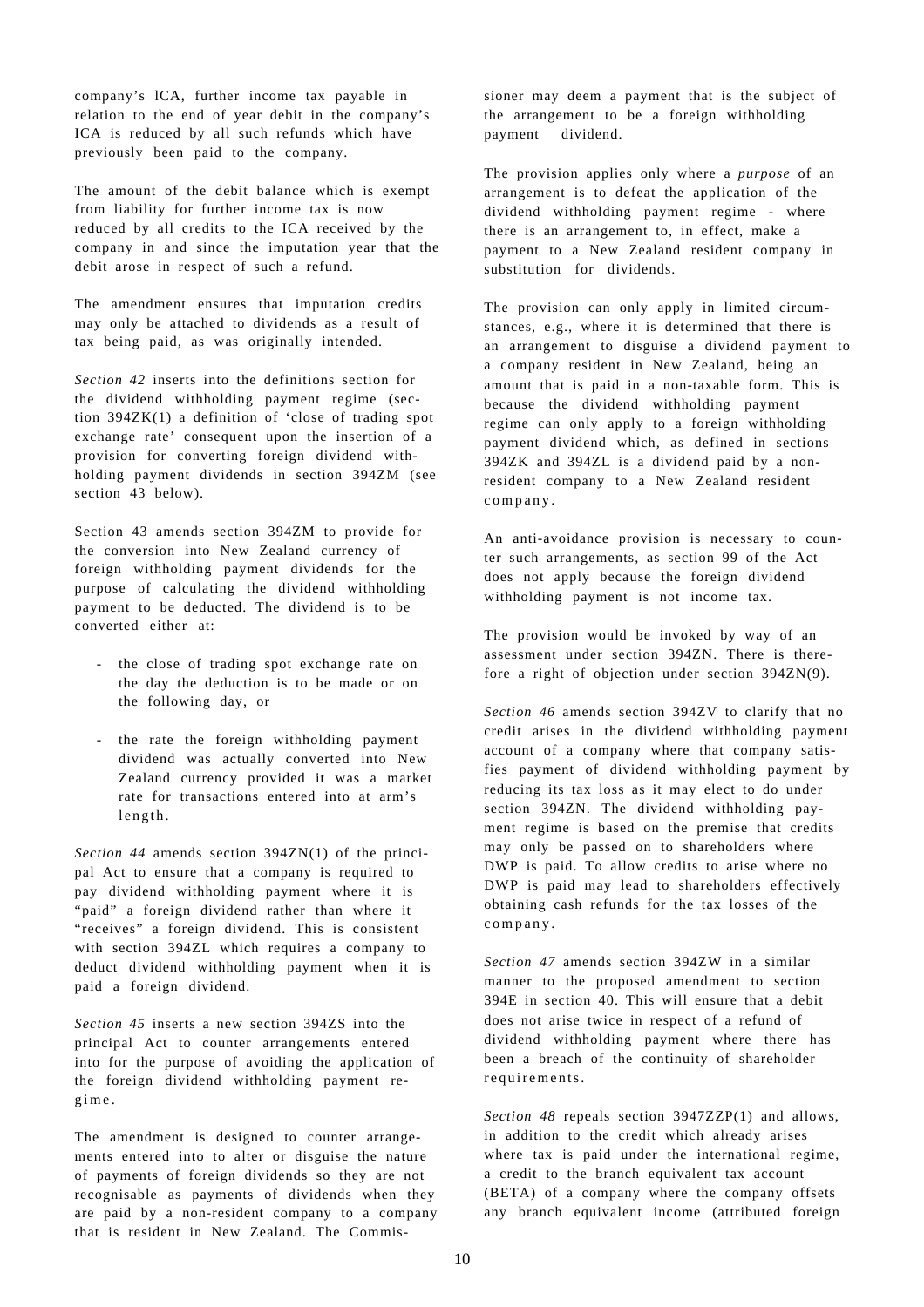company's lCA, further income tax payable in relation to the end of year debit in the company's ICA is reduced by all such refunds which have previously been paid to the company.

The amount of the debit balance which is exempt from liability for further income tax is now reduced by all credits to the ICA received by the company in and since the imputation year that the debit arose in respect of such a refund.

The amendment ensures that imputation credits may only be attached to dividends as a result of tax being paid, as was originally intended.

*Section 42* inserts into the definitions section for the dividend withholding payment regime (section 394ZK(1) a definition of 'close of trading spot exchange rate' consequent upon the insertion of a provision for converting foreign dividend withholding payment dividends in section 394ZM (see section 43 below).

Section 43 amends section 394ZM to provide for the conversion into New Zealand currency of foreign withholding payment dividends for the purpose of calculating the dividend withholding payment to be deducted. The dividend is to be converted either at:

- the close of trading spot exchange rate on the day the deduction is to be made or on the following day, or
- the rate the foreign withholding payment dividend was actually converted into New Zealand currency provided it was a market rate for transactions entered into at arm's length.

*Section 44* amends section 394ZN(1) of the principal Act to ensure that a company is required to pay dividend withholding payment where it is "paid" a foreign dividend rather than where it "receives" a foreign dividend. This is consistent with section 394ZL which requires a company to deduct dividend withholding payment when it is paid a foreign dividend.

*Section 45* inserts a new section 394ZS into the principal Act to counter arrangements entered into for the purpose of avoiding the application of the foreign dividend withholding payment regime.

The amendment is designed to counter arrangements entered into to alter or disguise the nature of payments of foreign dividends so they are not recognisable as payments of dividends when they are paid by a non-resident company to a company that is resident in New Zealand. The Commissioner may deem a payment that is the subject of the arrangement to be a foreign withholding payment dividend.

The provision applies only where a *purpose* of an arrangement is to defeat the application of the dividend withholding payment regime - where there is an arrangement to, in effect, make a payment to a New Zealand resident company in substitution for dividends.

The provision can only apply in limited circumstances, e.g., where it is determined that there is an arrangement to disguise a dividend payment to a company resident in New Zealand, being an amount that is paid in a non-taxable form. This is because the dividend withholding payment regime can only apply to a foreign withholding payment dividend which, as defined in sections 394ZK and 394ZL is a dividend paid by a non-resident company to a New Zealand resident company.

An anti-avoidance provision is necessary to counter such arrangements, as section 99 of the Act does not apply because the foreign dividend withholding payment is not income tax.

The provision would be invoked by way of an assessment under section 394ZN. There is therefore a right of objection under section 394ZN(9).

*Section 46* amends section 394ZV to clarify that no credit arises in the dividend withholding payment account of a company where that company satisfies payment of dividend withholding payment by reducing its tax loss as it may elect to do under section 394ZN. The dividend withholding payment regime is based on the premise that credits may only be passed on to shareholders where DWP is paid. To allow credits to arise where no DWP is paid may lead to shareholders effectively obtaining cash refunds for the tax losses of the company.

*Section 47* amends section 394ZW in a similar manner to the proposed amendment to section 394E in section 40. This will ensure that a debit does not arise twice in respect of a refund of dividend withholding payment where there has been a breach of the continuity of shareholder requirements.

*Section 48* repeals section 3947ZZP(1) and allows, in addition to the credit which already arises where tax is paid under the international regime, a credit to the branch equivalent tax account (BETA) of a company where the company offsets any branch equivalent income (attributed foreign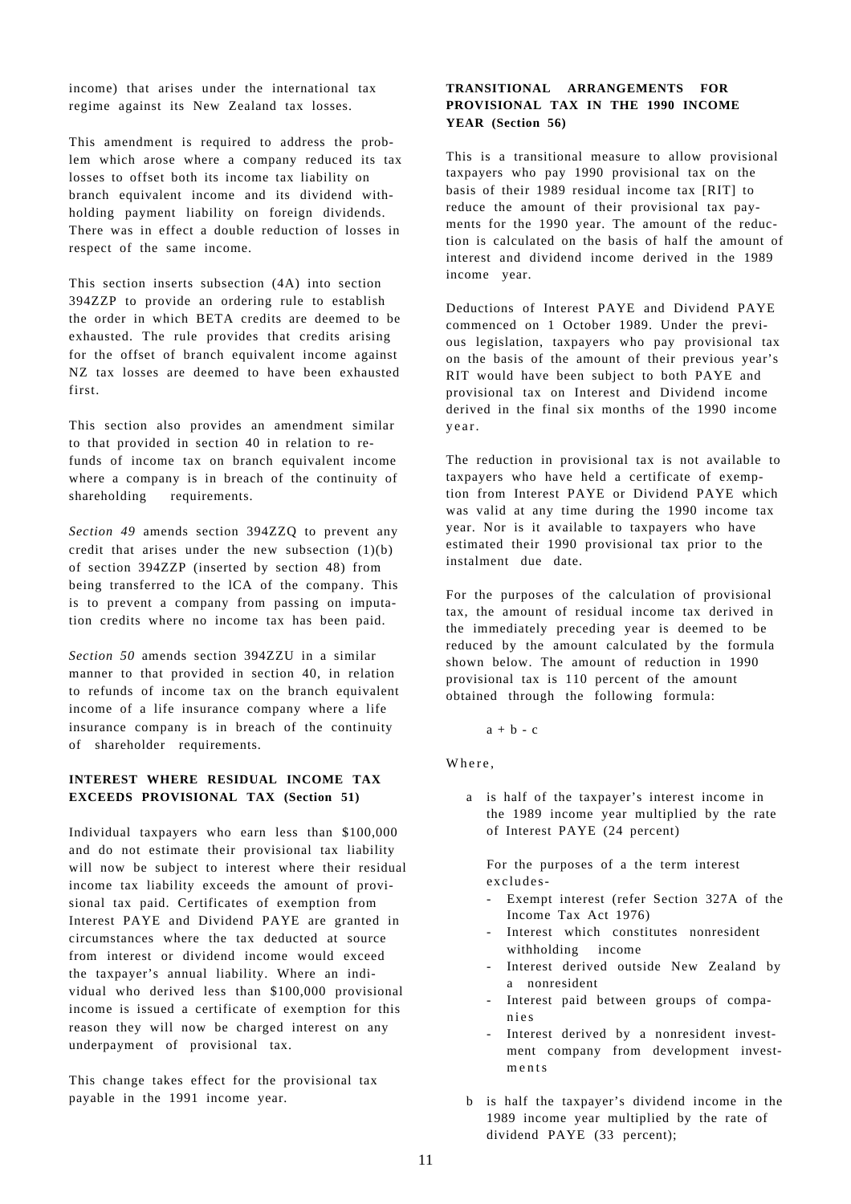income) that arises under the international tax regime against its New Zealand tax losses.

This amendment is required to address the problem which arose where a company reduced its tax losses to offset both its income tax liability on branch equivalent income and its dividend withholding payment liability on foreign dividends. There was in effect a double reduction of losses in respect of the same income.

This section inserts subsection (4A) into section 394ZZP to provide an ordering rule to establish the order in which BETA credits are deemed to be exhausted. The rule provides that credits arising for the offset of branch equivalent income against NZ tax losses are deemed to have been exhausted first.

This section also provides an amendment similar to that provided in section 40 in relation to refunds of income tax on branch equivalent income where a company is in breach of the continuity of shareholding requirements.

*Section 49* amends section 394ZZQ to prevent any credit that arises under the new subsection (1)(b) of section 394ZZP (inserted by section 48) from being transferred to the lCA of the company. This is to prevent a company from passing on imputation credits where no income tax has been paid.

*Section 50* amends section 394ZZU in a similar manner to that provided in section 40, in relation to refunds of income tax on the branch equivalent income of a life insurance company where a life insurance company is in breach of the continuity of shareholder requirements.

### INTEREST WHERE RESIDUAL INCOME TAX EXCEEDS PROVISIONAL TAX (Section 51)

Individual taxpayers who earn less than $100,000 and do not estimate their provisional tax liability will now be subject to interest where their residual income tax liability exceeds the amount of provisional tax paid. Certificates of exemption from Interest PAYE and Dividend PAYE are granted in circumstances where the tax deducted at source from interest or dividend income would exceed the taxpayer's annual liability. Where an individual who derived less than $100,000 provisional income is issued a certificate of exemption for this reason they will now be charged interest on any underpayment of provisional tax.

This change takes effect for the provisional tax payable in the 1991 income year.

### TRANSITIONAL ARRANGEMENTS FOR PROVISIONAL TAX IN THE 1990 INCOME YEAR (Section 56)

This is a transitional measure to allow provisional taxpayers who pay 1990 provisional tax on the basis of their 1989 residual income tax [RIT] to reduce the amount of their provisional tax payments for the 1990 year. The amount of the reduction is calculated on the basis of half the amount of interest and dividend income derived in the 1989 income year.

Deductions of Interest PAYE and Dividend PAYE commenced on 1 October 1989. Under the previous legislation, taxpayers who pay provisional tax on the basis of the amount of their previous year's RIT would have been subject to both PAYE and provisional tax on Interest and Dividend income derived in the final six months of the 1990 income year.

The reduction in provisional tax is not available to taxpayers who have held a certificate of exemption from Interest PAYE or Dividend PAYE which was valid at any time during the 1990 income tax year. Nor is it available to taxpayers who have estimated their 1990 provisional tax prior to the instalment due date.

For the purposes of the calculation of provisional tax, the amount of residual income tax derived in the immediately preceding year is deemed to be reduced by the amount calculated by the formula shown below. The amount of reduction in 1990 provisional tax is 110 percent of the amount obtained through the following formula:

$$a + b - c$$

Where,

a is half of the taxpayer's interest income in the 1989 income year multiplied by the rate of Interest PAYE (24 percent)

For the purposes of a the term interest excludes-

- Exempt interest (refer Section 327A of the Income Tax Act 1976)
- Interest which constitutes nonresident withholding income
- Interest derived outside New Zealand by a nonresident
- Interest paid between groups of companies
- Interest derived by a nonresident investment company from development investments

b is half the taxpayer's dividend income in the 1989 income year multiplied by the rate of dividend PAYE (33 percent);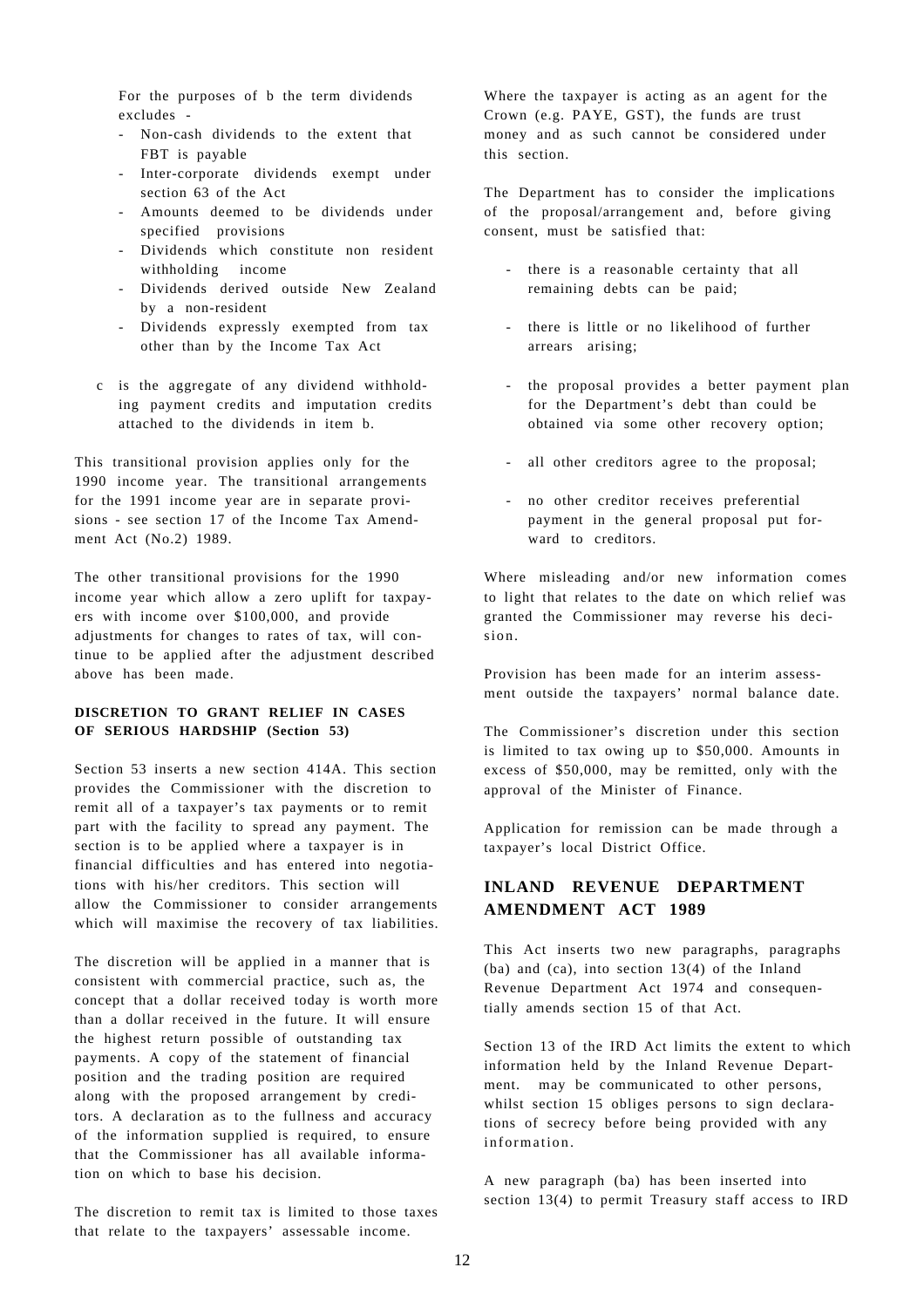For the purposes of b the term dividends excludes -

- Non-cash dividends to the extent that FBT is payable
- Inter-corporate dividends exempt under section 63 of the Act
- Amounts deemed to be dividends under specified provisions
- Dividends which constitute non resident withholding income
- Dividends derived outside New Zealand by a non-resident
- Dividends expressly exempted from tax other than by the Income Tax Act

c is the aggregate of any dividend withholding payment credits and imputation credits attached to the dividends in item b.

This transitional provision applies only for the 1990 income year. The transitional arrangements for the 1991 income year are in separate provisions - see section 17 of the Income Tax Amendment Act (No.2) 1989.

The other transitional provisions for the 1990 income year which allow a zero uplift for taxpayers with income over $100,000, and provide adjustments for changes to rates of tax, will continue to be applied after the adjustment described above has been made.

**DISCRETION TO GRANT RELIEF IN CASES OF SERIOUS HARDSHIP (Section 53)**

Section 53 inserts a new section 414A. This section provides the Commissioner with the discretion to remit all of a taxpayer's tax payments or to remit part with the facility to spread any payment. The section is to be applied where a taxpayer is in financial difficulties and has entered into negotiations with his/her creditors. This section will allow the Commissioner to consider arrangements which will maximise the recovery of tax liabilities.

The discretion will be applied in a manner that is consistent with commercial practice, such as, the concept that a dollar received today is worth more than a dollar received in the future. It will ensure the highest return possible of outstanding tax payments. A copy of the statement of financial position and the trading position are required along with the proposed arrangement by creditors. A declaration as to the fullness and accuracy of the information supplied is required, to ensure that the Commissioner has all available information on which to base his decision.

The discretion to remit tax is limited to those taxes that relate to the taxpayers' assessable income.

Where the taxpayer is acting as an agent for the Crown (e.g. PAYE, GST), the funds are trust money and as such cannot be considered under this section.

The Department has to consider the implications of the proposal/arrangement and, before giving consent, must be satisfied that:

- there is a reasonable certainty that all remaining debts can be paid;
- there is little or no likelihood of further arrears arising;
- the proposal provides a better payment plan for the Department's debt than could be obtained via some other recovery option;
- all other creditors agree to the proposal;
- no other creditor receives preferential payment in the general proposal put forward to creditors.

Where misleading and/or new information comes to light that relates to the date on which relief was granted the Commissioner may reverse his decision.

Provision has been made for an interim assessment outside the taxpayers' normal balance date.

The Commissioner's discretion under this section is limited to tax owing up to $50,000. Amounts in excess of $50,000, may be remitted, only with the approval of the Minister of Finance.

Application for remission can be made through a taxpayer's local District Office.

## INLAND REVENUE DEPARTMENT AMENDMENT ACT 1989

This Act inserts two new paragraphs, paragraphs (ba) and (ca), into section 13(4) of the Inland Revenue Department Act 1974 and consequentially amends section 15 of that Act.

Section 13 of the IRD Act limits the extent to which information held by the Inland Revenue Department. may be communicated to other persons, whilst section 15 obliges persons to sign declarations of secrecy before being provided with any information.

A new paragraph (ba) has been inserted into section 13(4) to permit Treasury staff access to IRD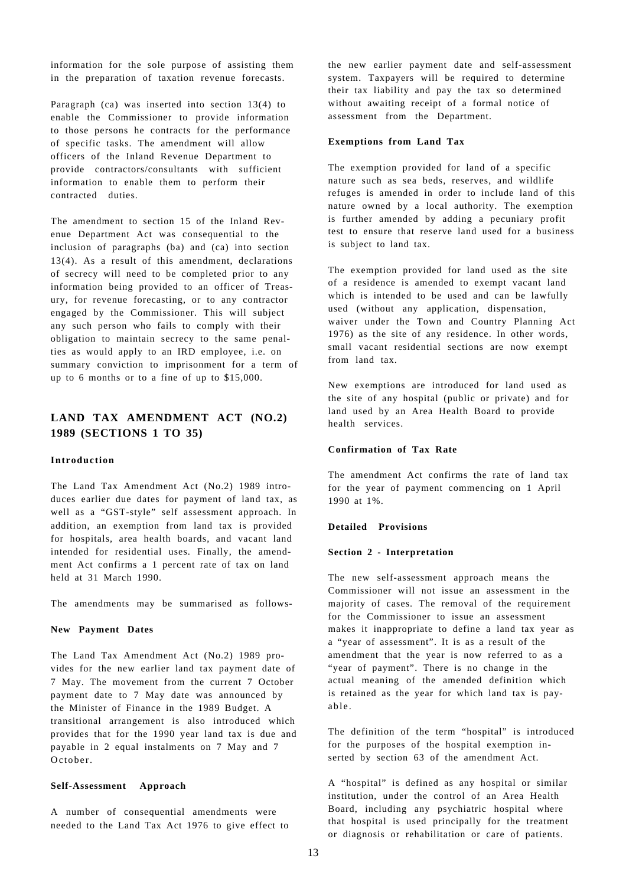information for the sole purpose of assisting them in the preparation of taxation revenue forecasts.

Paragraph (ca) was inserted into section 13(4) to enable the Commissioner to provide information to those persons he contracts for the performance of specific tasks. The amendment will allow officers of the Inland Revenue Department to provide contractors/consultants with sufficient information to enable them to perform their contracted duties.

The amendment to section 15 of the Inland Revenue Department Act was consequential to the inclusion of paragraphs (ba) and (ca) into section 13(4). As a result of this amendment, declarations of secrecy will need to be completed prior to any information being provided to an officer of Treasury, for revenue forecasting, or to any contractor engaged by the Commissioner. This will subject any such person who fails to comply with their obligation to maintain secrecy to the same penalties as would apply to an IRD employee, i.e. on summary conviction to imprisonment for a term of up to 6 months or to a fine of up to $15,000.

## LAND TAX AMENDMENT ACT (NO.2) 1989 (SECTIONS 1 TO 35)

### Introduction

The Land Tax Amendment Act (No.2) 1989 introduces earlier due dates for payment of land tax, as well as a "GST-style" self assessment approach. In addition, an exemption from land tax is provided for hospitals, area health boards, and vacant land intended for residential uses. Finally, the amendment Act confirms a 1 percent rate of tax on land held at 31 March 1990.

The amendments may be summarised as follows-

### New Payment Dates

The Land Tax Amendment Act (No.2) 1989 provides for the new earlier land tax payment date of 7 May. The movement from the current 7 October payment date to 7 May date was announced by the Minister of Finance in the 1989 Budget. A transitional arrangement is also introduced which provides that for the 1990 year land tax is due and payable in 2 equal instalments on 7 May and 7 October.

### Self-Assessment Approach

A number of consequential amendments were needed to the Land Tax Act 1976 to give effect to the new earlier payment date and self-assessment system. Taxpayers will be required to determine their tax liability and pay the tax so determined without awaiting receipt of a formal notice of assessment from the Department.

### Exemptions from Land Tax

The exemption provided for land of a specific nature such as sea beds, reserves, and wildlife refuges is amended in order to include land of this nature owned by a local authority. The exemption is further amended by adding a pecuniary profit test to ensure that reserve land used for a business is subject to land tax.

The exemption provided for land used as the site of a residence is amended to exempt vacant land which is intended to be used and can be lawfully used (without any application, dispensation, waiver under the Town and Country Planning Act 1976) as the site of any residence. In other words, small vacant residential sections are now exempt from land tax.

New exemptions are introduced for land used as the site of any hospital (public or private) and for land used by an Area Health Board to provide health services.

### Confirmation of Tax Rate

The amendment Act confirms the rate of land tax for the year of payment commencing on 1 April 1990 at 1%.

### Detailed Provisions

### Section 2 - Interpretation

The new self-assessment approach means the Commissioner will not issue an assessment in the majority of cases. The removal of the requirement for the Commissioner to issue an assessment makes it inappropriate to define a land tax year as a "year of assessment". It is as a result of the amendment that the year is now referred to as a "year of payment". There is no change in the actual meaning of the amended definition which is retained as the year for which land tax is payable.

The definition of the term "hospital" is introduced for the purposes of the hospital exemption inserted by section 63 of the amendment Act.

A "hospital" is defined as any hospital or similar institution, under the control of an Area Health Board, including any psychiatric hospital where that hospital is used principally for the treatment or diagnosis or rehabilitation or care of patients.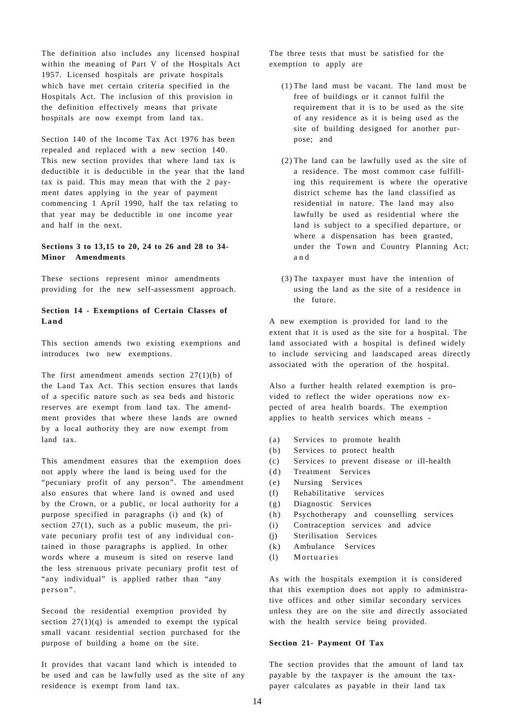The definition also includes any licensed hospital within the meaning of Part V of the Hospitals Act 1957. Licensed hospitals are private hospitals which have met certain criteria specified in the Hospitals Act. The inclusion of this provision in the definition effectively means that private hospitals are now exempt from land tax.

Section 140 of the Income Tax Act 1976 has been repealed and replaced with a new section 140. This new section provides that where land tax is deductible it is deductible in the year that the land tax is paid. This may mean that with the 2 payment dates applying in the year of payment commencing 1 April 1990, half the tax relating to that year may be deductible in one income year and half in the next.

**Sections 3 to 13,15 to 20, 24 to 26 and 28 to 34- Minor Amendments**

These sections represent minor amendments providing for the new self-assessment approach.

**Section 14 - Exemptions of Certain Classes of Land**

This section amends two existing exemptions and introduces two new exemptions.

The first amendment amends section 27(1)(b) of the Land Tax Act. This section ensures that lands of a specific nature such as sea beds and historic reserves are exempt from land tax. The amendment provides that where these lands are owned by a local authority they are now exempt from land tax.

This amendment ensures that the exemption does not apply where the land is being used for the "pecuniary profit of any person". The amendment also ensures that where land is owned and used by the Crown, or a public, or local authority for a purpose specified in paragraphs (i) and (k) of section 27(1), such as a public museum, the private pecuniary profit test of any individual contained in those paragraphs is applied. In other words where a museum is sited on reserve land the less strenuous private pecuniary profit test of "any individual" is applied rather than "any person".

Second the residential exemption provided by section 27(1)(q) is amended to exempt the typical small vacant residential section purchased for the purpose of building a home on the site.

It provides that vacant land which is intended to be used and can be lawfully used as the site of any residence is exempt from land tax.

The three tests that must be satisfied for the exemption to apply are

(1) The land must be vacant. The land must be free of buildings or it cannot fulfil the requirement that it is to be used as the site of any residence as it is being used as the site of building designed for another purpose; and

(2) The land can be lawfully used as the site of a residence. The most common case fulfilling this requirement is where the operative district scheme has the land classified as residential in nature. The land may also lawfully be used as residential where the land is subject to a specified departure, or where a dispensation has been granted, under the Town and Country Planning Act; and

(3) The taxpayer must have the intention of using the land as the site of a residence in the future.

A new exemption is provided for land to the extent that it is used as the site for a hospital. The land associated with a hospital is defined widely to include servicing and landscaped areas directly associated with the operation of the hospital.

Also a further health related exemption is provided to reflect the wider operations now expected of area health boards. The exemption applies to health services which means -

(a) Services to promote health
(b) Services to protect health
(c) Services to prevent disease or ill-health
(d) Treatment Services
(e) Nursing Services
(f) Rehabilitative services
(g) Diagnostic Services
(h) Psychotherapy and counselling services
(i) Contraception services and advice
(j) Sterilisation Services
(k) Ambulance Services
(l) Mortuaries

As with the hospitals exemption it is considered that this exemption does not apply to administrative offices and other similar secondary services unless they are on the site and directly associated with the health service being provided.

**Section 21- Payment Of Tax**

The section provides that the amount of land tax payable by the taxpayer is the amount the taxpayer calculates as payable in their land tax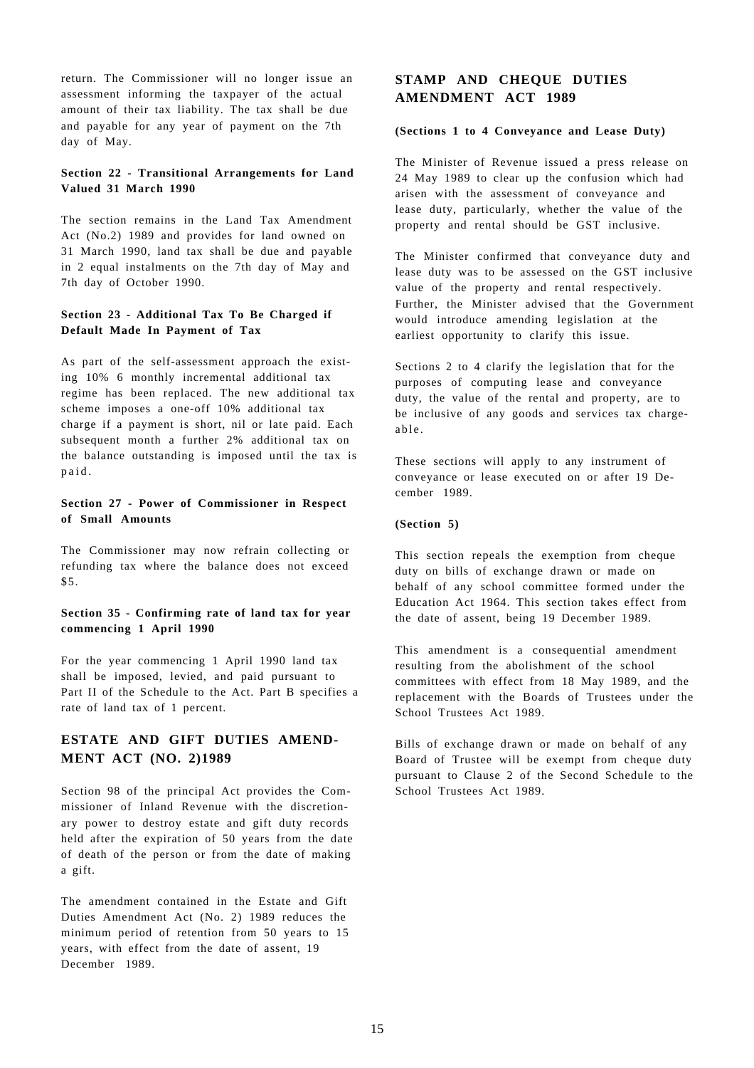return. The Commissioner will no longer issue an assessment informing the taxpayer of the actual amount of their tax liability. The tax shall be due and payable for any year of payment on the 7th day of May.

#### Section 22 - Transitional Arrangements for Land Valued 31 March 1990

The section remains in the Land Tax Amendment Act (No.2) 1989 and provides for land owned on 31 March 1990, land tax shall be due and payable in 2 equal instalments on the 7th day of May and 7th day of October 1990.

#### Section 23 - Additional Tax To Be Charged if Default Made In Payment of Tax

As part of the self-assessment approach the existing 10% 6 monthly incremental additional tax regime has been replaced. The new additional tax scheme imposes a one-off 10% additional tax charge if a payment is short, nil or late paid. Each subsequent month a further 2% additional tax on the balance outstanding is imposed until the tax is paid.

#### Section 27 - Power of Commissioner in Respect of Small Amounts

The Commissioner may now refrain collecting or refunding tax where the balance does not exceed $5.

#### Section 35 - Confirming rate of land tax for year commencing 1 April 1990

For the year commencing 1 April 1990 land tax shall be imposed, levied, and paid pursuant to Part II of the Schedule to the Act. Part B specifies a rate of land tax of 1 percent.

## ESTATE AND GIFT DUTIES AMENDMENT ACT (NO. 2)1989

Section 98 of the principal Act provides the Commissioner of Inland Revenue with the discretionary power to destroy estate and gift duty records held after the expiration of 50 years from the date of death of the person or from the date of making a gift.

The amendment contained in the Estate and Gift Duties Amendment Act (No. 2) 1989 reduces the minimum period of retention from 50 years to 15 years, with effect from the date of assent, 19 December 1989.

## STAMP AND CHEQUE DUTIES AMENDMENT ACT 1989

#### (Sections 1 to 4 Conveyance and Lease Duty)

The Minister of Revenue issued a press release on 24 May 1989 to clear up the confusion which had arisen with the assessment of conveyance and lease duty, particularly, whether the value of the property and rental should be GST inclusive.

The Minister confirmed that conveyance duty and lease duty was to be assessed on the GST inclusive value of the property and rental respectively. Further, the Minister advised that the Government would introduce amending legislation at the earliest opportunity to clarify this issue.

Sections 2 to 4 clarify the legislation that for the purposes of computing lease and conveyance duty, the value of the rental and property, are to be inclusive of any goods and services tax chargeable.

These sections will apply to any instrument of conveyance or lease executed on or after 19 December 1989.

#### (Section 5)

This section repeals the exemption from cheque duty on bills of exchange drawn or made on behalf of any school committee formed under the Education Act 1964. This section takes effect from the date of assent, being 19 December 1989.

This amendment is a consequential amendment resulting from the abolishment of the school committees with effect from 18 May 1989, and the replacement with the Boards of Trustees under the School Trustees Act 1989.

Bills of exchange drawn or made on behalf of any Board of Trustee will be exempt from cheque duty pursuant to Clause 2 of the Second Schedule to the School Trustees Act 1989.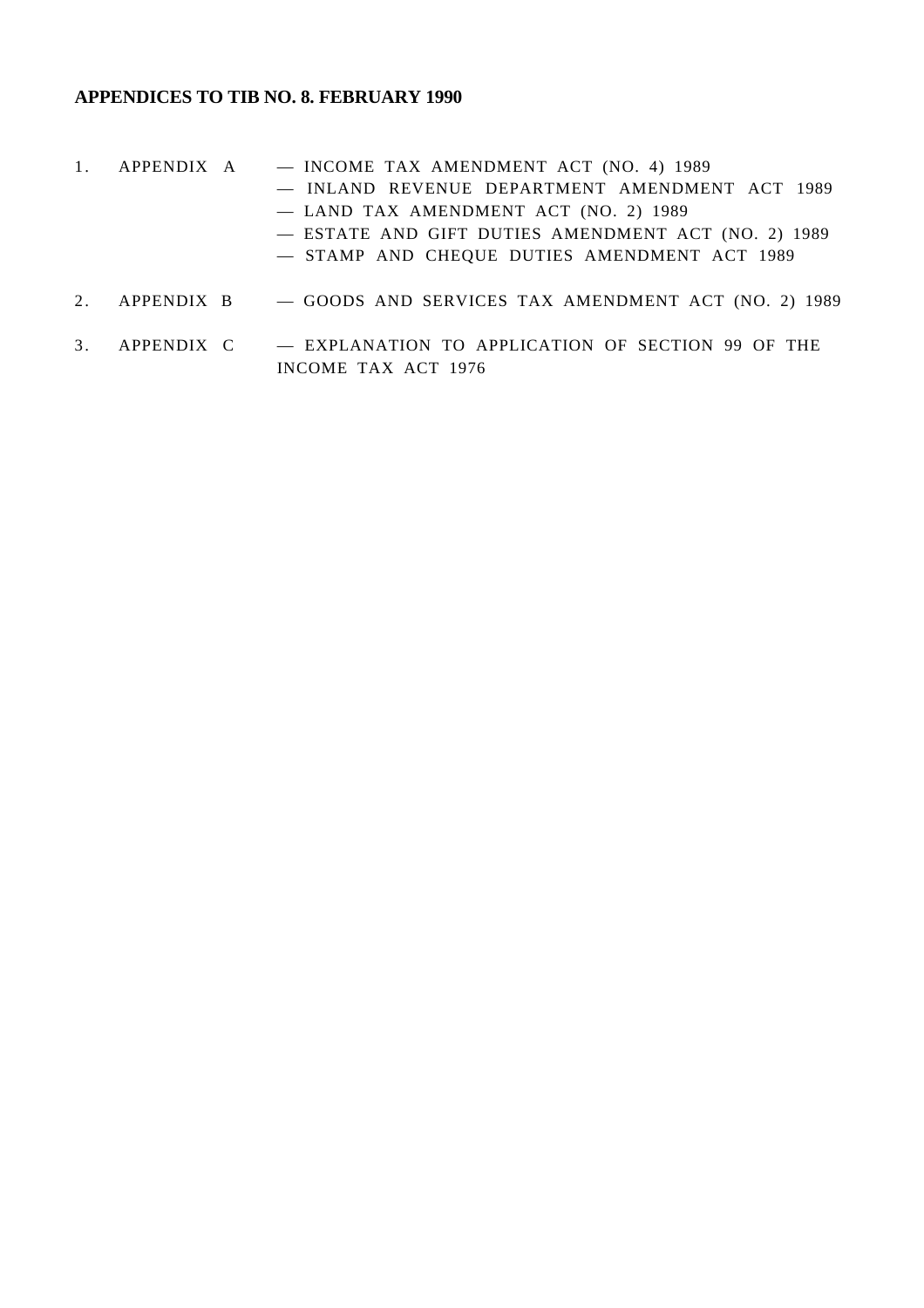**APPENDICES TO TIB NO. 8. FEBRUARY 1990**

1. APPENDIX A — INCOME TAX AMENDMENT ACT (NO. 4) 1989
   — INLAND REVENUE DEPARTMENT AMENDMENT ACT 1989
   — LAND TAX AMENDMENT ACT (NO. 2) 1989
   — ESTATE AND GIFT DUTIES AMENDMENT ACT (NO. 2) 1989
   — STAMP AND CHEQUE DUTIES AMENDMENT ACT 1989

2. APPENDIX B — GOODS AND SERVICES TAX AMENDMENT ACT (NO. 2) 1989

3. APPENDIX C — EXPLANATION TO APPLICATION OF SECTION 99 OF THE INCOME TAX ACT 1976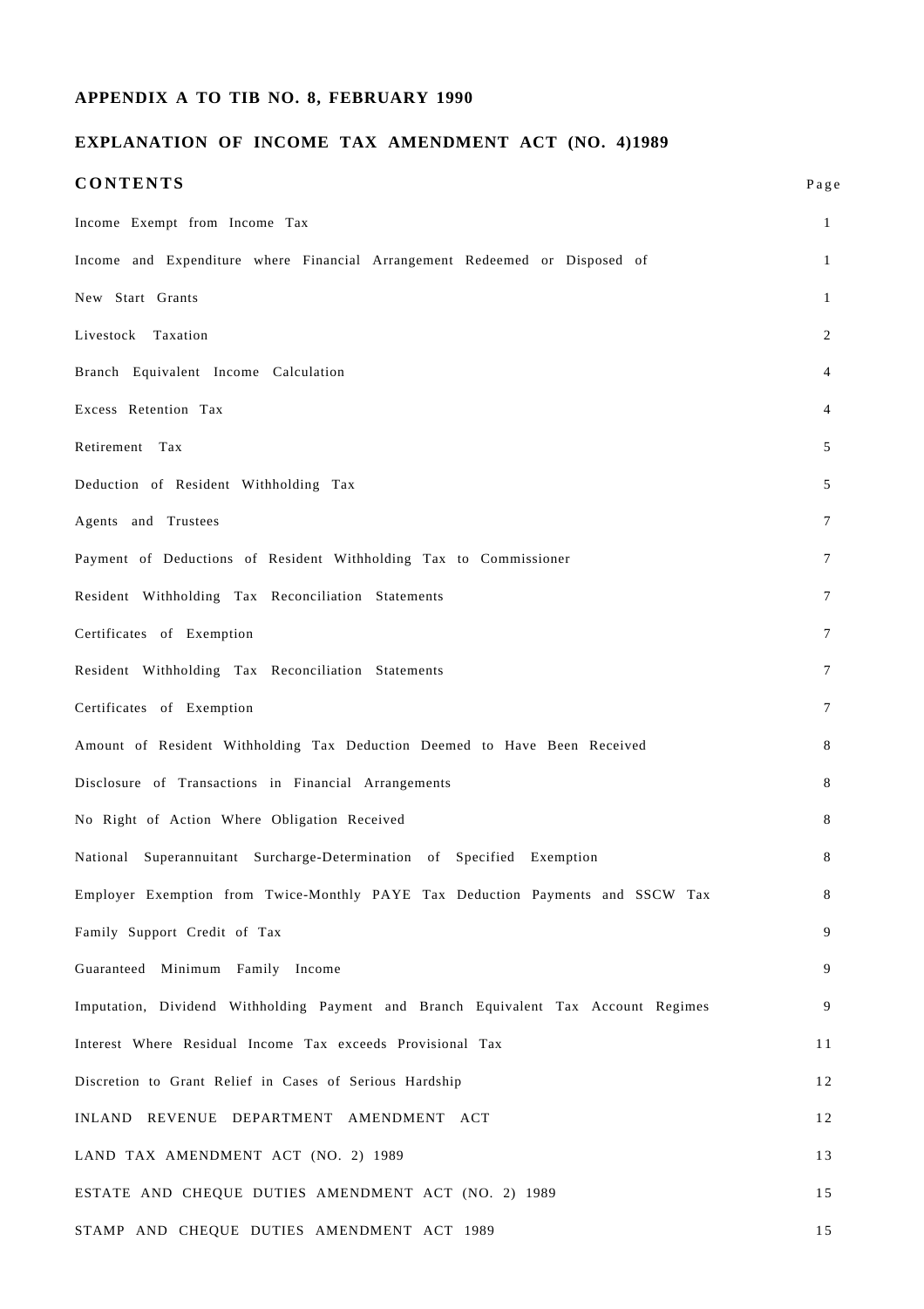**APPENDIX A TO TIB NO. 8, FEBRUARY 1990**

**EXPLANATION OF INCOME TAX AMENDMENT ACT (NO. 4)1989**

**CONTENTS**

| | Page |
|---|---|
| Income Exempt from Income Tax | 1 |
| Income and Expenditure where Financial Arrangement Redeemed or Disposed of | 1 |
| New Start Grants | 1 |
| Livestock Taxation | 2 |
| Branch Equivalent Income Calculation | 4 |
| Excess Retention Tax | 4 |
| Retirement Tax | 5 |
| Deduction of Resident Withholding Tax | 5 |
| Agents and Trustees | 7 |
| Payment of Deductions of Resident Withholding Tax to Commissioner | 7 |
| Resident Withholding Tax Reconciliation Statements | 7 |
| Certificates of Exemption | 7 |
| Resident Withholding Tax Reconciliation Statements | 7 |
| Certificates of Exemption | 7 |
| Amount of Resident Withholding Tax Deduction Deemed to Have Been Received | 8 |
| Disclosure of Transactions in Financial Arrangements | 8 |
| No Right of Action Where Obligation Received | 8 |
| National Superannuitant Surcharge-Determination of Specified Exemption | 8 |
| Employer Exemption from Twice-Monthly PAYE Tax Deduction Payments and SSCW Tax | 8 |
| Family Support Credit of Tax | 9 |
| Guaranteed Minimum Family Income | 9 |
| Imputation, Dividend Withholding Payment and Branch Equivalent Tax Account Regimes | 9 |
| Interest Where Residual Income Tax exceeds Provisional Tax | 11 |
| Discretion to Grant Relief in Cases of Serious Hardship | 12 |
| INLAND REVENUE DEPARTMENT AMENDMENT ACT | 12 |
| LAND TAX AMENDMENT ACT (NO. 2) 1989 | 13 |
| ESTATE AND CHEQUE DUTIES AMENDMENT ACT (NO. 2) 1989 | 15 |
| STAMP AND CHEQUE DUTIES AMENDMENT ACT 1989 | 15 |